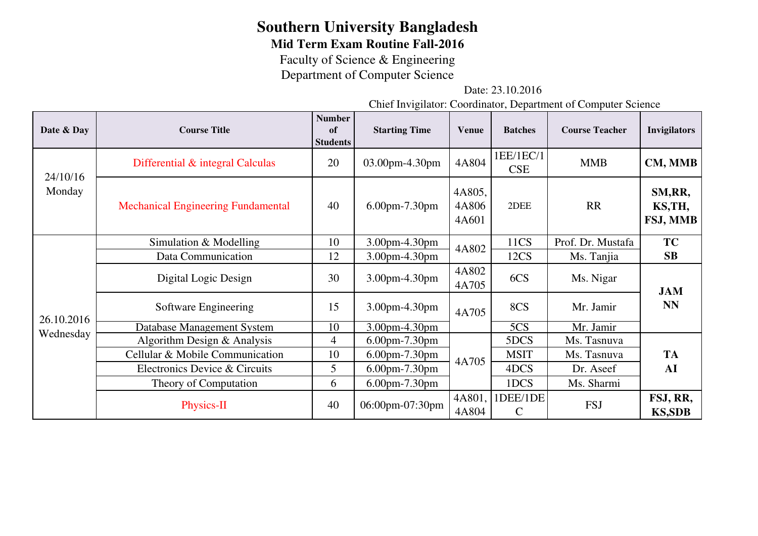# Southern University Bangladesh

## Mid Term Exam Routine Fall-2016

Faculty of Science & Engineering

Department of Computer Science

Date: 23.10.2016

Chief Invigilator: Coordinator, Department of Computer Science

| Date & Day | Course Title | Number of Students | Starting Time | Venue | Batches | Course Teacher | Invigilators |
|---|---|---|---|---|---|---|---|
| 24/10/16 Monday | Differential & integral Calculas | 20 | 03.00pm-4.30pm | 4A804 | 1EE/1EC/1CSE | MMB | **CM, MMB** |
| | Mechanical Engineering Fundamental | 40 | 6.00pm-7.30pm | 4A805, 4A806 4A601 | 2DEE | RR | **SM,RR, KS,TH, FSJ, MMB** |
| 26.10.2016 Wednesday | Simulation & Modelling | 10 | 3.00pm-4.30pm | 4A802 | 11CS | Prof. Dr. Mustafa | **TC SB** |
| | Data Communication | 12 | 3.00pm-4.30pm | | 12CS | Ms. Tanjia | |
| | Digital Logic Design | 30 | 3.00pm-4.30pm | 4A802 4A705 | 6CS | Ms. Nigar | **JAM NN** |
| | Software Engineering | 15 | 3.00pm-4.30pm | 4A705 | 8CS | Mr. Jamir | |
| | Database Management System | 10 | 3.00pm-4.30pm | | 5CS | Mr. Jamir | |
| | Algorithm Design & Analysis | 4 | 6.00pm-7.30pm | 4A705 | 5DCS | Ms. Tasnuva | **TA AI** |
| | Cellular & Mobile Communication | 10 | 6.00pm-7.30pm | | MSIT | Ms. Tasnuva | |
| | Electronics Device & Circuits | 5 | 6.00pm-7.30pm | | 4DCS | Dr. Aseef | |
| | Theory of Computation | 6 | 6.00pm-7.30pm | | 1DCS | Ms. Sharmi | |
| | Physics-II | 40 | 06:00pm-07:30pm | 4A801, 4A804 | 1DEE/1DEC | FSJ | **FSJ, RR, KS,SDB** |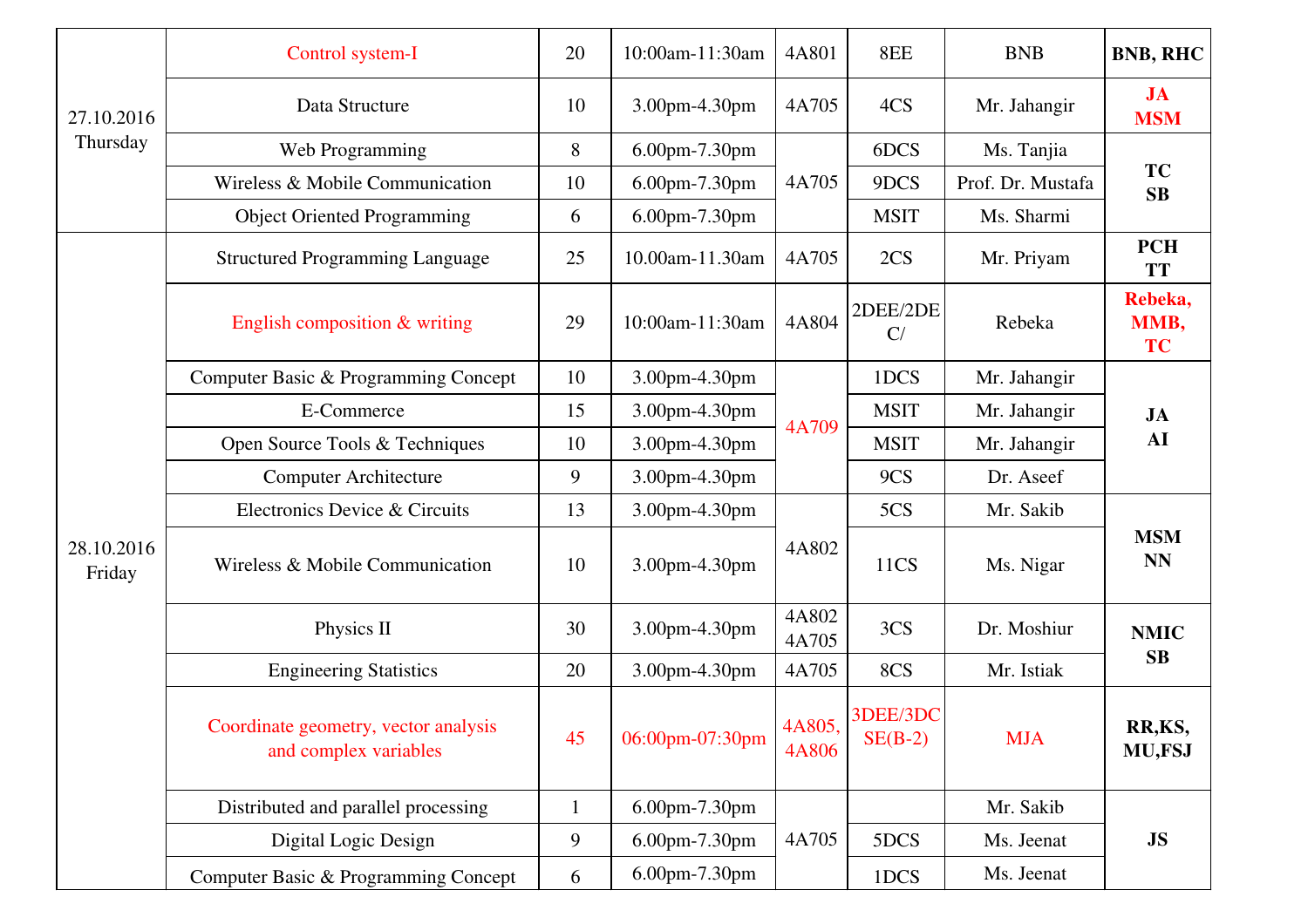| | | | | | | | |
|---|---|---|---|---|---|---|---|
| 27.10.2016 Thursday | Control system-I | 20 | 10:00am-11:30am | 4A801 | 8EE | BNB | **BNB, RHC** |
| | Data Structure | 10 | 3.00pm-4.30pm | 4A705 | 4CS | Mr. Jahangir | **JA MSM** |
| | Web Programming | 8 | 6.00pm-7.30pm | 4A705 | 6DCS | Ms. Tanjia | **TC SB** |
| | Wireless & Mobile Communication | 10 | 6.00pm-7.30pm | | 9DCS | Prof. Dr. Mustafa | |
| | Object Oriented Programming | 6 | 6.00pm-7.30pm | | MSIT | Ms. Sharmi | |
| 28.10.2016 Friday | Structured Programming Language | 25 | 10.00am-11.30am | 4A705 | 2CS | Mr. Priyam | **PCH TT** |
| | English composition & writing | 29 | 10:00am-11:30am | 4A804 | 2DEE/2DEC/ | Rebeka | **Rebeka, MMB, TC** |
| | Computer Basic & Programming Concept | 10 | 3.00pm-4.30pm | 4A709 | 1DCS | Mr. Jahangir | **JA AI** |
| | E-Commerce | 15 | 3.00pm-4.30pm | | MSIT | Mr. Jahangir | |
| | Open Source Tools & Techniques | 10 | 3.00pm-4.30pm | | MSIT | Mr. Jahangir | |
| | Computer Architecture | 9 | 3.00pm-4.30pm | | 9CS | Dr. Aseef | |
| | Electronics Device & Circuits | 13 | 3.00pm-4.30pm | 4A802 | 5CS | Mr. Sakib | **MSM NN** |
| | Wireless & Mobile Communication | 10 | 3.00pm-4.30pm | | 11CS | Ms. Nigar | |
| | Physics II | 30 | 3.00pm-4.30pm | 4A802 4A705 | 3CS | Dr. Moshiur | **NMIC SB** |
| | Engineering Statistics | 20 | 3.00pm-4.30pm | 4A705 | 8CS | Mr. Istiak | |
| | Coordinate geometry, vector analysis and complex variables | 45 | 06:00pm-07:30pm | 4A805, 4A806 | 3DEE/3DCSE(B-2) | MJA | **RR,KS, MU,FSJ** |
| | Distributed and parallel processing | 1 | 6.00pm-7.30pm | 4A705 | | Mr. Sakib | **JS** |
| | Digital Logic Design | 9 | 6.00pm-7.30pm | | 5DCS | Ms. Jeenat | |
| | Computer Basic & Programming Concept | 6 | 6.00pm-7.30pm | | 1DCS | Ms. Jeenat | |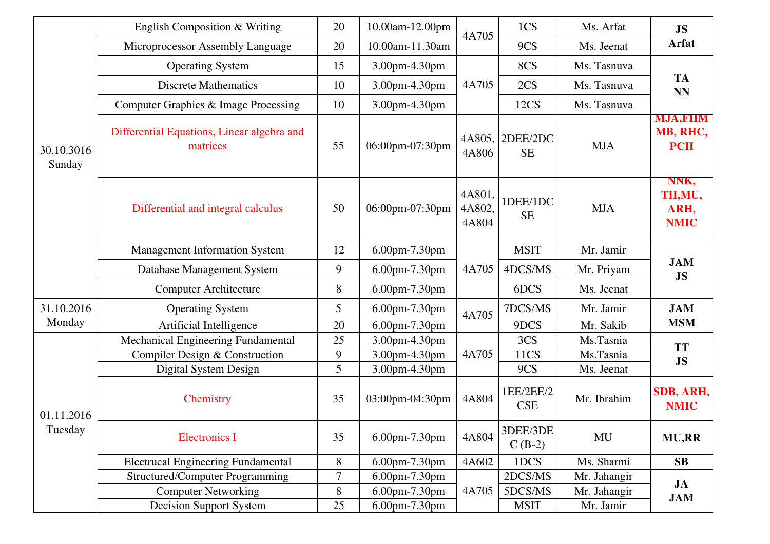| | | | | | | | |
|---|---|---|---|---|---|---|---|
| 30.10.3016 Sunday | English Composition & Writing | 20 | 10.00am-12.00pm | 4A705 | 1CS | Ms. Arfat | JS Arfat |
| | Microprocessor Assembly Language | 20 | 10.00am-11.30am | | 9CS | Ms. Jeenat | |
| | Operating System | 15 | 3.00pm-4.30pm | 4A705 | 8CS | Ms. Tasnuva | TA NN |
| | Discrete Mathematics | 10 | 3.00pm-4.30pm | | 2CS | Ms. Tasnuva | |
| | Computer Graphics & Image Processing | 10 | 3.00pm-4.30pm | | 12CS | Ms. Tasnuva | |
| | Differential Equations, Linear algebra and matrices | 55 | 06:00pm-07:30pm | 4A805, 4A806 | 2DEE/2DCSE | MJA | MJA,FHM MB, RHC, PCH |
| | Differential and integral calculus | 50 | 06:00pm-07:30pm | 4A801, 4A802, 4A804 | 1DEE/1DCSE | MJA | NNK, TH,MU, ARH, NMIC |
| | Management Information System | 12 | 6.00pm-7.30pm | 4A705 | MSIT | Mr. Jamir | JAM JS |
| | Database Management System | 9 | 6.00pm-7.30pm | | 4DCS/MS | Mr. Priyam | |
| | Computer Architecture | 8 | 6.00pm-7.30pm | | 6DCS | Ms. Jeenat | |
| 31.10.2016 Monday | Operating System | 5 | 6.00pm-7.30pm | 4A705 | 7DCS/MS | Mr. Jamir | JAM MSM |
| | Artificial Intelligence | 20 | 6.00pm-7.30pm | | 9DCS | Mr. Sakib | |
| 01.11.2016 Tuesday | Mechanical Engineering Fundamental | 25 | 3.00pm-4.30pm | 4A705 | 3CS | Ms.Tasnia | TT JS |
| | Compiler Design & Construction | 9 | 3.00pm-4.30pm | | 11CS | Ms.Tasnia | |
| | Digital System Design | 5 | 3.00pm-4.30pm | | 9CS | Ms. Jeenat | |
| | Chemistry | 35 | 03:00pm-04:30pm | 4A804 | 1EE/2EE/2CSE | Mr. Ibrahim | SDB, ARH, NMIC |
| | Electronics I | 35 | 6.00pm-7.30pm | 4A804 | 3DEE/3DEC (B-2) | MU | MU,RR |
| | Electrucal Engineering Fundamental | 8 | 6.00pm-7.30pm | 4A602 | 1DCS | Ms. Sharmi | SB |
| | Structured/Computer Programming | 7 | 6.00pm-7.30pm | 4A705 | 2DCS/MS | Mr. Jahangir | JA JAM |
| | Computer Networking | 8 | 6.00pm-7.30pm | | 5DCS/MS | Mr. Jahangir | |
| | Decision Support System | 25 | 6.00pm-7.30pm | | MSIT | Mr. Jamir | |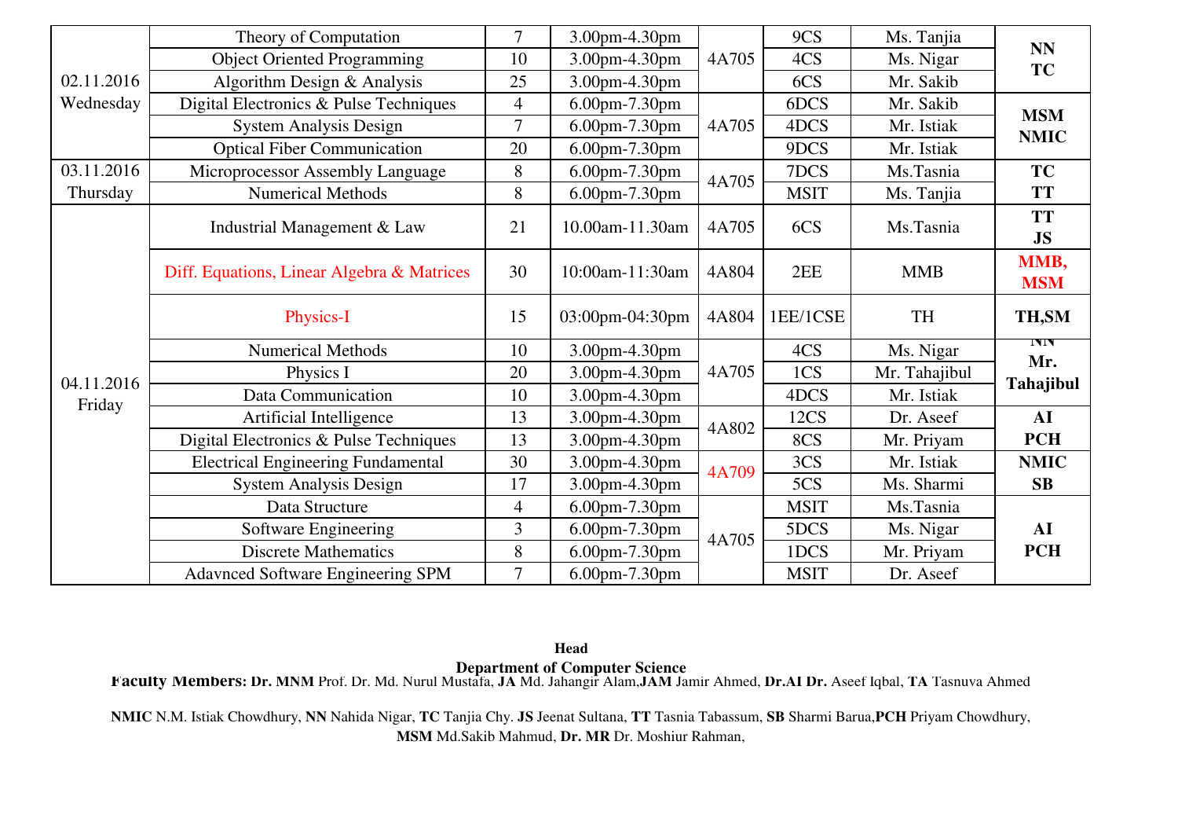| | | | | | | | |
|---|---|---|---|---|---|---|---|
| 02.11.2016 Wednesday | Theory of Computation | 7 | 3.00pm-4.30pm | 4A705 | 9CS | Ms. Tanjia | **NN TC** |
| | Object Oriented Programming | 10 | 3.00pm-4.30pm | | 4CS | Ms. Nigar | |
| | Algorithm Design & Analysis | 25 | 3.00pm-4.30pm | | 6CS | Mr. Sakib | |
| | Digital Electronics & Pulse Techniques | 4 | 6.00pm-7.30pm | 4A705 | 6DCS | Mr. Sakib | **MSM NMIC** |
| | System Analysis Design | 7 | 6.00pm-7.30pm | | 4DCS | Mr. Istiak | |
| | Optical Fiber Communication | 20 | 6.00pm-7.30pm | | 9DCS | Mr. Istiak | |
| 03.11.2016 Thursday | Microprocessor Assembly Language | 8 | 6.00pm-7.30pm | 4A705 | 7DCS | Ms.Tasnia | **TC** |
| | Numerical Methods | 8 | 6.00pm-7.30pm | | MSIT | Ms. Tanjia | **TT** |
| 04.11.2016 Friday | Industrial Management & Law | 21 | 10.00am-11.30am | 4A705 | 6CS | Ms.Tasnia | **TT JS** |
| | Diff. Equations, Linear Algebra & Matrices | 30 | 10:00am-11:30am | 4A804 | 2EE | MMB | **MMB, MSM** |
| | Physics-I | 15 | 03:00pm-04:30pm | 4A804 | 1EE/1CSE | TH | **TH,SM** |
| | Numerical Methods | 10 | 3.00pm-4.30pm | 4A705 | 4CS | Ms. Nigar | **NN Mr. Tahajibul** |
| | Physics I | 20 | 3.00pm-4.30pm | | 1CS | Mr. Tahajibul | |
| | Data Communication | 10 | 3.00pm-4.30pm | | 4DCS | Mr. Istiak | |
| | Artificial Intelligence | 13 | 3.00pm-4.30pm | 4A802 | 12CS | Dr. Aseef | **AI** |
| | Digital Electronics & Pulse Techniques | 13 | 3.00pm-4.30pm | | 8CS | Mr. Priyam | **PCH** |
| | Electrical Engineering Fundamental | 30 | 3.00pm-4.30pm | 4A709 | 3CS | Mr. Istiak | **NMIC** |
| | System Analysis Design | 17 | 3.00pm-4.30pm | | 5CS | Ms. Sharmi | **SB** |
| | Data Structure | 4 | 6.00pm-7.30pm | 4A705 | MSIT | Ms.Tasnia | **AI PCH** |
| | Software Engineering | 3 | 6.00pm-7.30pm | | 5DCS | Ms. Nigar | |
| | Discrete Mathematics | 8 | 6.00pm-7.30pm | | 1DCS | Mr. Priyam | |
| | Adavnced Software Engineering SPM | 7 | 6.00pm-7.30pm | | MSIT | Dr. Aseef | |

**Head**
**Department of Computer Science**

**Faculty Members: Dr. MNM** Prof. Dr. Md. Nurul Mustafa, **JA** Md. Jahangir Alam,**JAM** Jamir Ahmed, **Dr.AI Dr.** Aseef Iqbal, **TA** Tasnuva Ahmed

**NMIC** N.M. Istiak Chowdhury, **NN** Nahida Nigar, **TC** Tanjia Chy. **JS** Jeenat Sultana, **TT** Tasnia Tabassum, **SB** Sharmi Barua,**PCH** Priyam Chowdhury, **MSM** Md.Sakib Mahmud, **Dr. MR** Dr. Moshiur Rahman,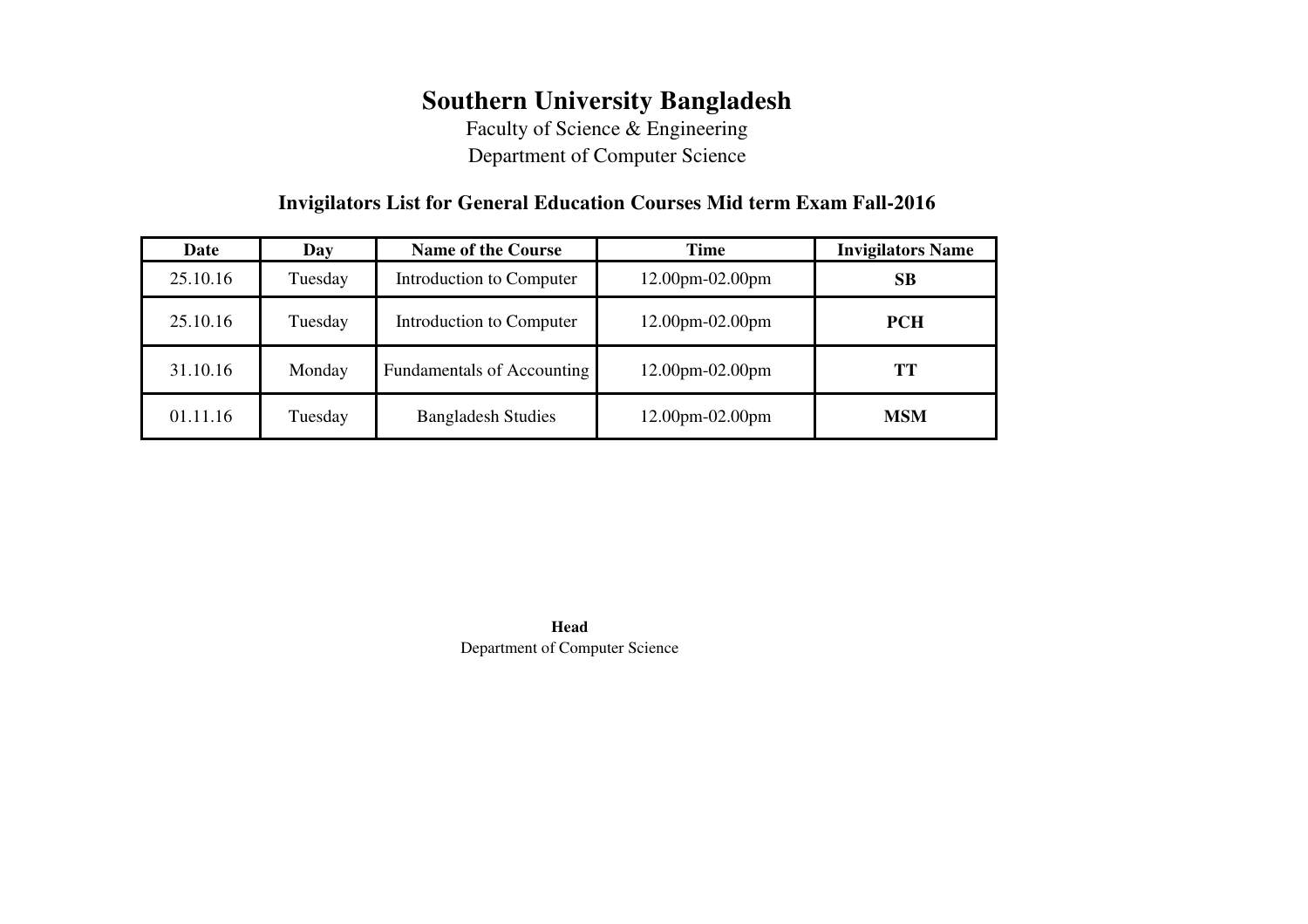# Southern University Bangladesh

Faculty of Science & Engineering

Department of Computer Science

## Invigilators List for General Education Courses Mid term Exam Fall-2016

| Date | Day | Name of the Course | Time | Invigilators Name |
|---|---|---|---|---|
| 25.10.16 | Tuesday | Introduction to Computer | 12.00pm-02.00pm | **SB** |
| 25.10.16 | Tuesday | Introduction to Computer | 12.00pm-02.00pm | **PCH** |
| 31.10.16 | Monday | Fundamentals of Accounting | 12.00pm-02.00pm | **TT** |
| 01.11.16 | Tuesday | Bangladesh Studies | 12.00pm-02.00pm | **MSM** |

**Head**

Department of Computer Science